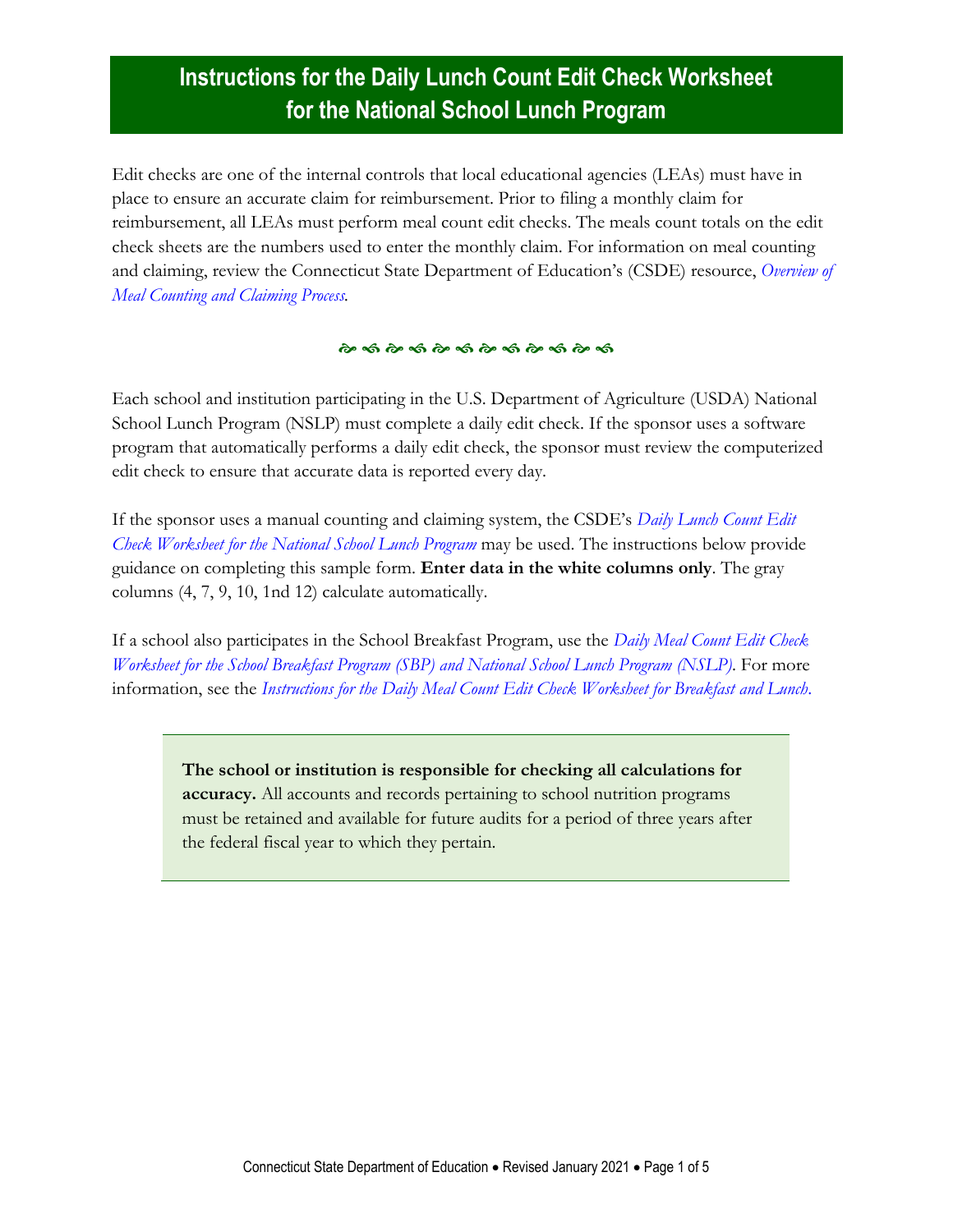# Instructions for the Daily Lunch Count Edit Check Worksheet for the National School Lunch Program

Edit checks are one of the internal controls that local educational agencies (LEAs) must have in place to ensure an accurate claim for reimbursement. Prior to filing a monthly claim for reimbursement, all LEAs must perform meal count edit checks. The meals count totals on the edit check sheets are the numbers used to enter the monthly claim. For information on meal counting and claiming, review the Connecticut State Department of Education's (CSDE) resource, *Overview of Meal Counting and Claiming Process*.

Each school and institution participating in the U.S. Department of Agriculture (USDA) National School Lunch Program (NSLP) must complete a daily edit check. If the sponsor uses a software program that automatically performs a daily edit check, the sponsor must review the computerized edit check to ensure that accurate data is reported every day.

If the sponsor uses a manual counting and claiming system, the CSDE's *Daily Lunch Count Edit Check Worksheet for the National School Lunch Program* may be used. The instructions below provide guidance on completing this sample form. **Enter data in the white columns only**. The gray columns (4, 7, 9, 10, 1nd 12) calculate automatically.

If a school also participates in the School Breakfast Program, use the *Daily Meal Count Edit Check Worksheet for the School Breakfast Program (SBP) and National School Lunch Program (NSLP)*. For more information, see the *Instructions for the Daily Meal Count Edit Check Worksheet for Breakfast and Lunch*.

**The school or institution is responsible for checking all calculations for accuracy.** All accounts and records pertaining to school nutrition programs must be retained and available for future audits for a period of three years after the federal fiscal year to which they pertain.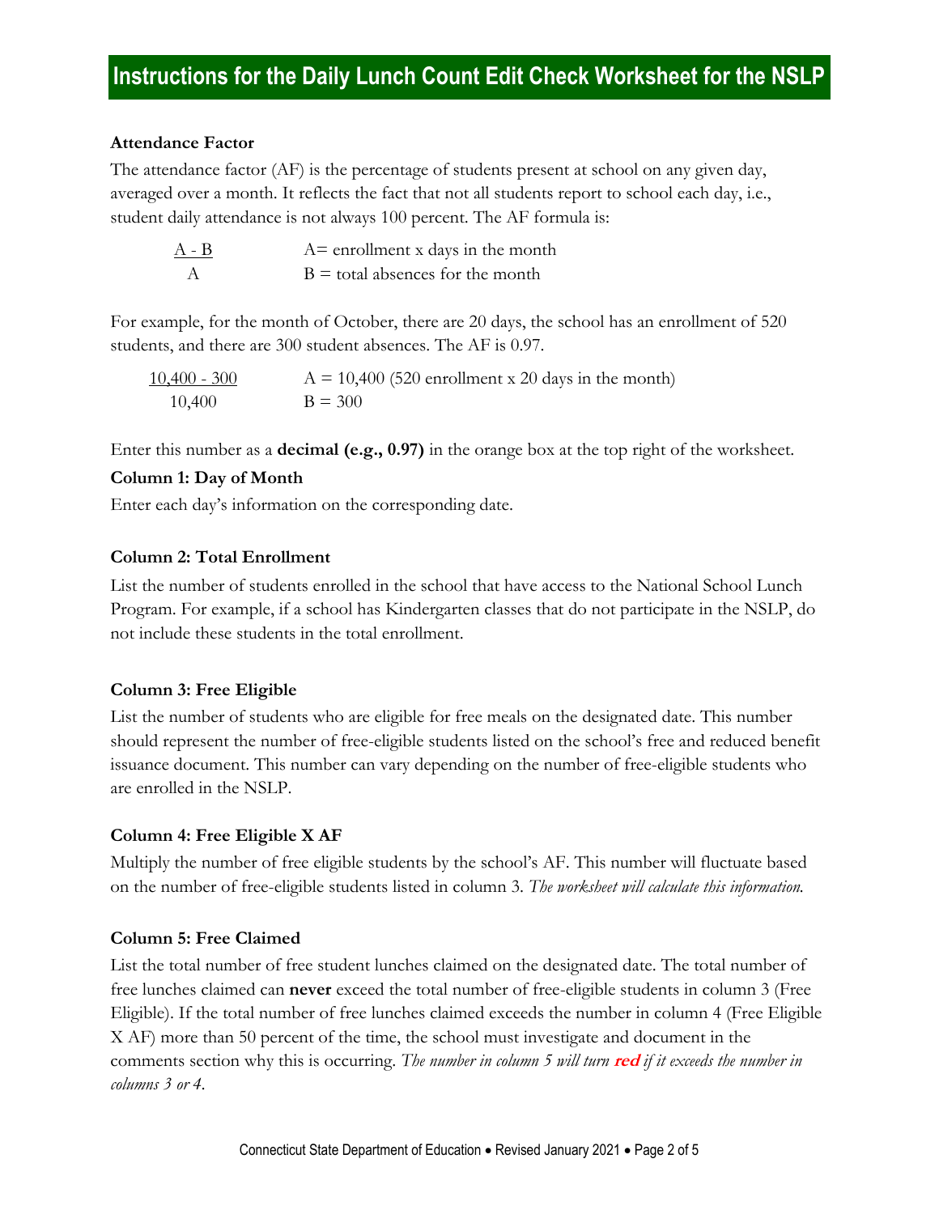# Instructions for the Daily Lunch Count Edit Check Worksheet for the NSLP

**Attendance Factor**

The attendance factor (AF) is the percentage of students present at school on any given day, averaged over a month. It reflects the fact that not all students report to school each day, i.e., student daily attendance is not always 100 percent. The AF formula is:

$$\frac{A - B}{A}$$

A= enrollment x days in the month
B = total absences for the month

For example, for the month of October, there are 20 days, the school has an enrollment of 520 students, and there are 300 student absences. The AF is 0.97.

$$\frac{10{,}400 - 300}{10{,}400}$$

A = 10,400 (520 enrollment x 20 days in the month)
B = 300

Enter this number as a **decimal (e.g., 0.97)** in the orange box at the top right of the worksheet.

**Column 1: Day of Month**

Enter each day's information on the corresponding date.

**Column 2: Total Enrollment**

List the number of students enrolled in the school that have access to the National School Lunch Program. For example, if a school has Kindergarten classes that do not participate in the NSLP, do not include these students in the total enrollment.

**Column 3: Free Eligible**

List the number of students who are eligible for free meals on the designated date. This number should represent the number of free-eligible students listed on the school's free and reduced benefit issuance document. This number can vary depending on the number of free-eligible students who are enrolled in the NSLP.

**Column 4: Free Eligible X AF**

Multiply the number of free eligible students by the school's AF. This number will fluctuate based on the number of free-eligible students listed in column 3. *The worksheet will calculate this information.*

**Column 5: Free Claimed**

List the total number of free student lunches claimed on the designated date. The total number of free lunches claimed can **never** exceed the total number of free-eligible students in column 3 (Free Eligible). If the total number of free lunches claimed exceeds the number in column 4 (Free Eligible X AF) more than 50 percent of the time, the school must investigate and document in the comments section why this is occurring. *The number in column 5 will turn **red** if it exceeds the number in columns 3 or 4.*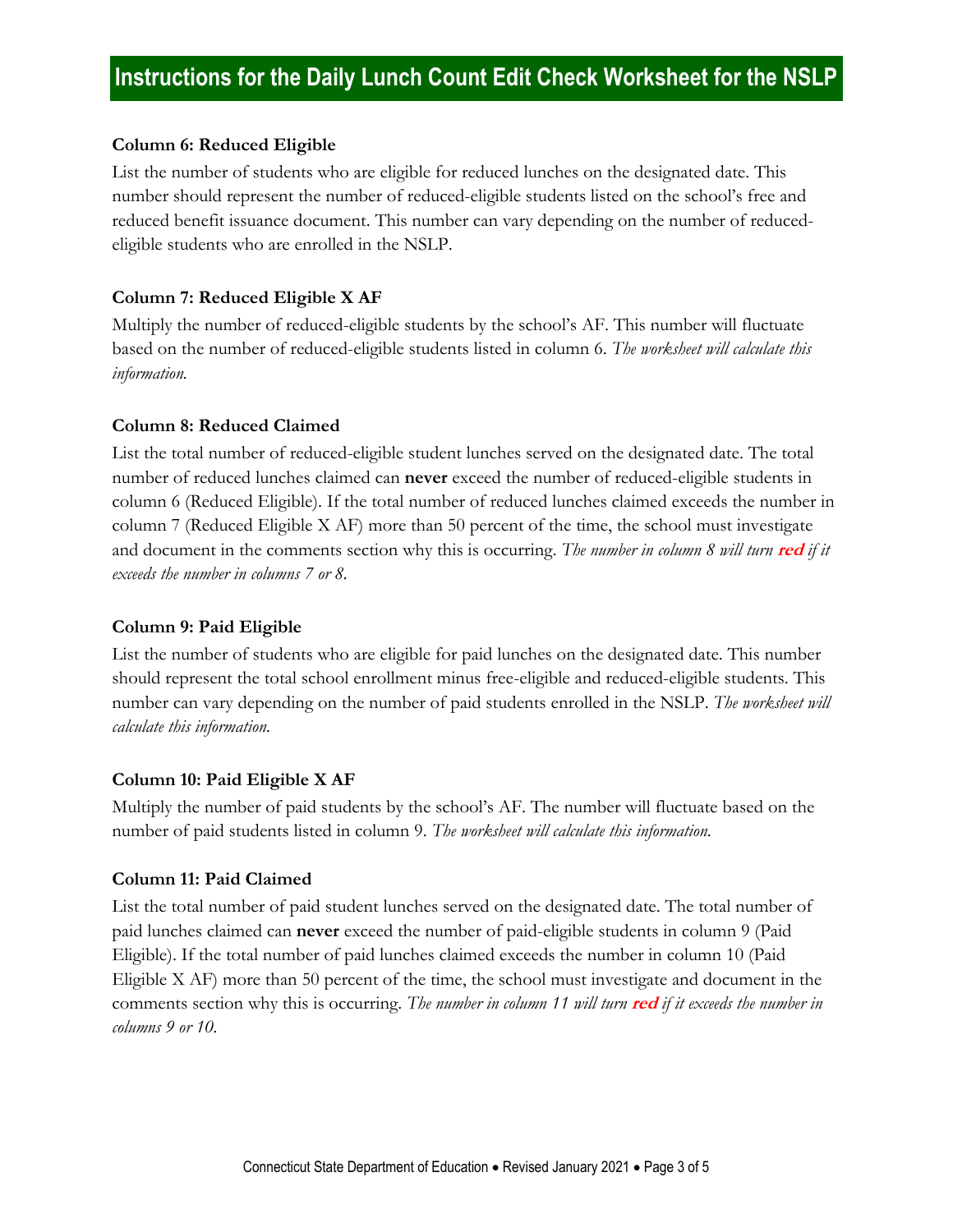# Instructions for the Daily Lunch Count Edit Check Worksheet for the NSLP

**Column 6: Reduced Eligible**

List the number of students who are eligible for reduced lunches on the designated date. This number should represent the number of reduced-eligible students listed on the school's free and reduced benefit issuance document. This number can vary depending on the number of reduced-eligible students who are enrolled in the NSLP.

**Column 7: Reduced Eligible X AF**

Multiply the number of reduced-eligible students by the school's AF. This number will fluctuate based on the number of reduced-eligible students listed in column 6. *The worksheet will calculate this information.*

**Column 8: Reduced Claimed**

List the total number of reduced-eligible student lunches served on the designated date. The total number of reduced lunches claimed can **never** exceed the number of reduced-eligible students in column 6 (Reduced Eligible). If the total number of reduced lunches claimed exceeds the number in column 7 (Reduced Eligible X AF) more than 50 percent of the time, the school must investigate and document in the comments section why this is occurring. *The number in column 8 will turn **red** if it exceeds the number in columns 7 or 8.*

**Column 9: Paid Eligible**

List the number of students who are eligible for paid lunches on the designated date. This number should represent the total school enrollment minus free-eligible and reduced-eligible students. This number can vary depending on the number of paid students enrolled in the NSLP. *The worksheet will calculate this information.*

**Column 10: Paid Eligible X AF**

Multiply the number of paid students by the school's AF. The number will fluctuate based on the number of paid students listed in column 9. *The worksheet will calculate this information.*

**Column 11: Paid Claimed**

List the total number of paid student lunches served on the designated date. The total number of paid lunches claimed can **never** exceed the number of paid-eligible students in column 9 (Paid Eligible). If the total number of paid lunches claimed exceeds the number in column 10 (Paid Eligible X AF) more than 50 percent of the time, the school must investigate and document in the comments section why this is occurring. *The number in column 11 will turn **red** if it exceeds the number in columns 9 or 10.*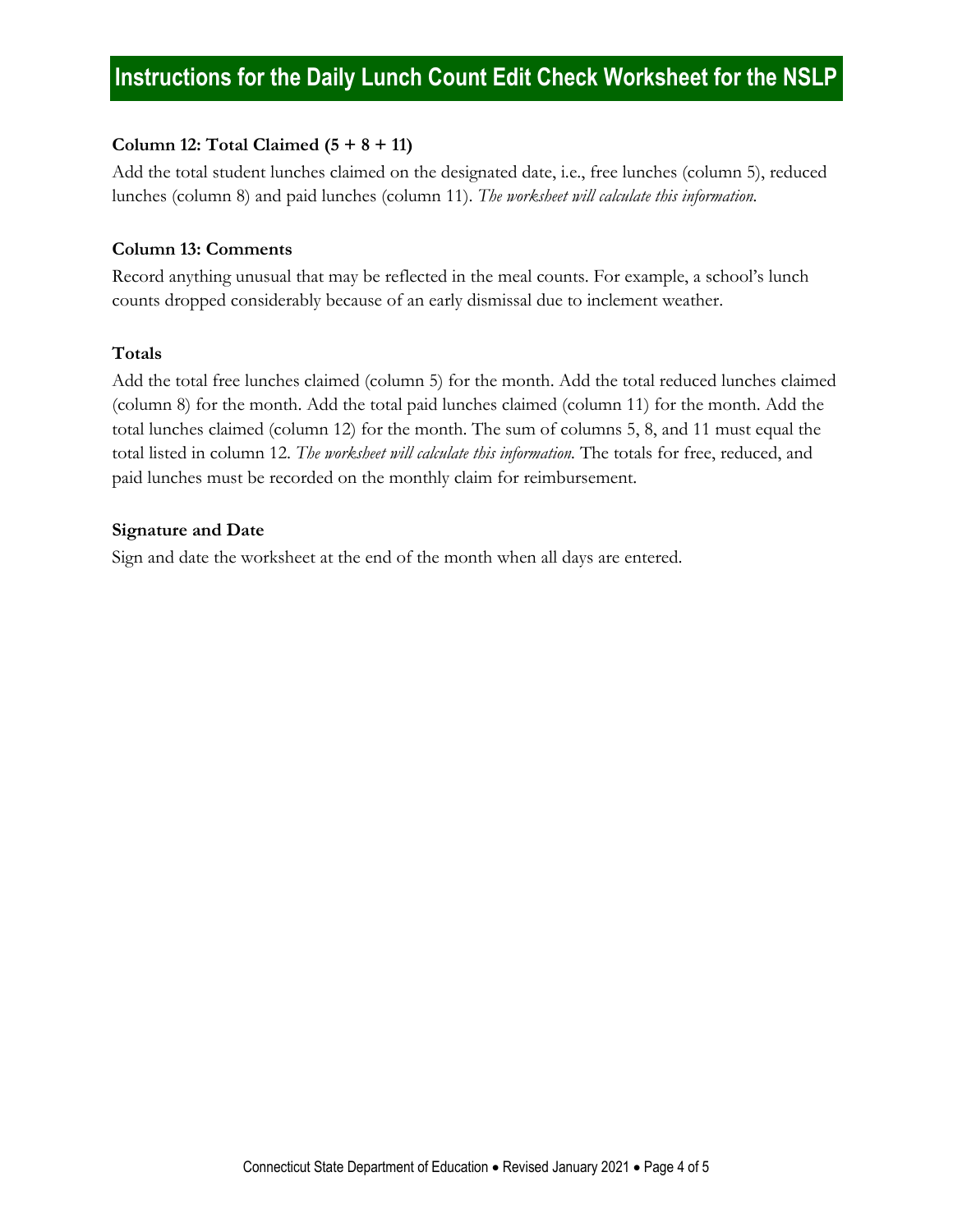# Instructions for the Daily Lunch Count Edit Check Worksheet for the NSLP

### Column 12: Total Claimed (5 + 8 + 11)

Add the total student lunches claimed on the designated date, i.e., free lunches (column 5), reduced lunches (column 8) and paid lunches (column 11). *The worksheet will calculate this information.*

### Column 13: Comments

Record anything unusual that may be reflected in the meal counts. For example, a school's lunch counts dropped considerably because of an early dismissal due to inclement weather.

### Totals

Add the total free lunches claimed (column 5) for the month. Add the total reduced lunches claimed (column 8) for the month. Add the total paid lunches claimed (column 11) for the month. Add the total lunches claimed (column 12) for the month. The sum of columns 5, 8, and 11 must equal the total listed in column 12. *The worksheet will calculate this information.* The totals for free, reduced, and paid lunches must be recorded on the monthly claim for reimbursement.

### Signature and Date

Sign and date the worksheet at the end of the month when all days are entered.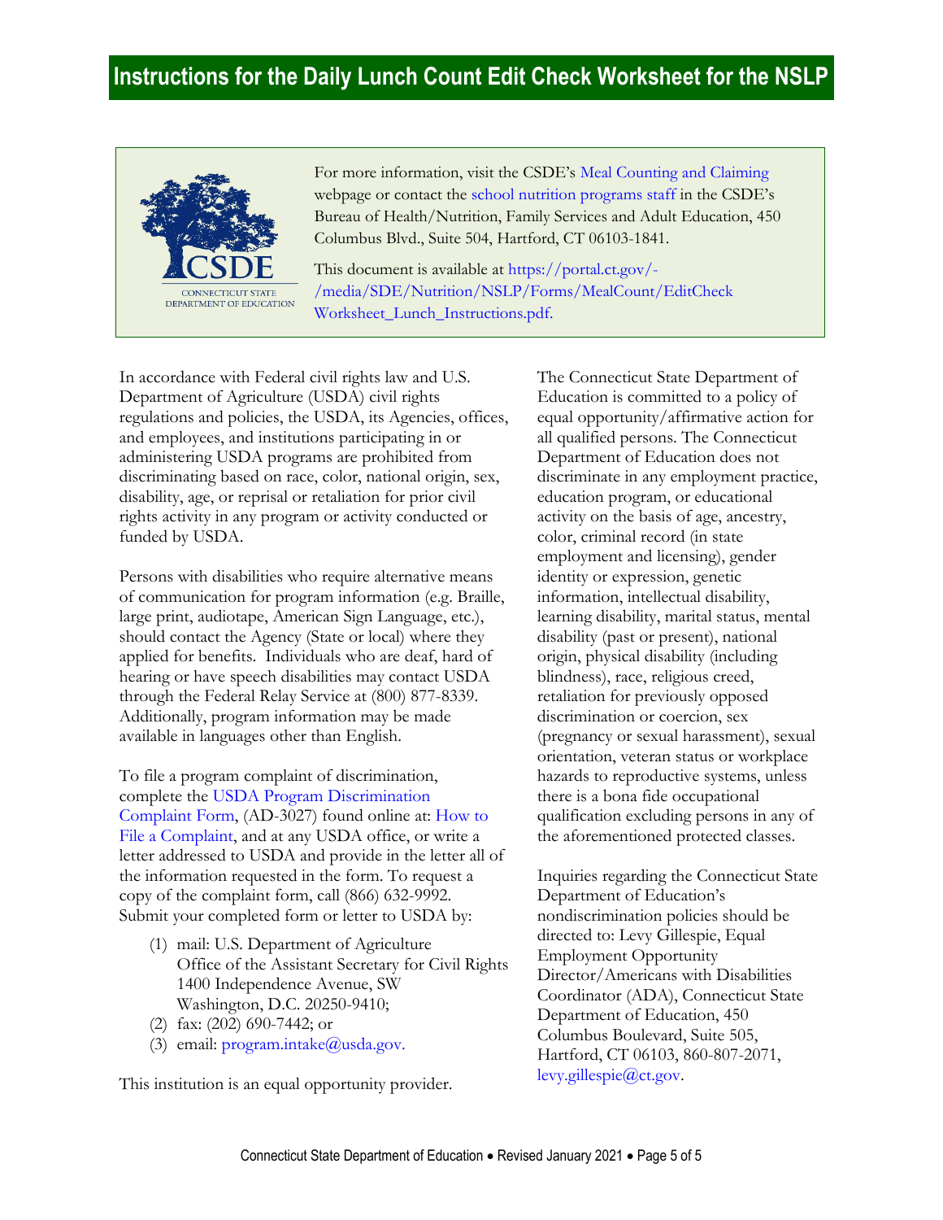# Instructions for the Daily Lunch Count Edit Check Worksheet for the NSLP

For more information, visit the CSDE's Meal Counting and Claiming webpage or contact the school nutrition programs staff in the CSDE's Bureau of Health/Nutrition, Family Services and Adult Education, 450 Columbus Blvd., Suite 504, Hartford, CT 06103-1841.

This document is available at https://portal.ct.gov/-/media/SDE/Nutrition/NSLP/Forms/MealCount/EditCheckWorksheet_Lunch_Instructions.pdf.

In accordance with Federal civil rights law and U.S. Department of Agriculture (USDA) civil rights regulations and policies, the USDA, its Agencies, offices, and employees, and institutions participating in or administering USDA programs are prohibited from discriminating based on race, color, national origin, sex, disability, age, or reprisal or retaliation for prior civil rights activity in any program or activity conducted or funded by USDA.

Persons with disabilities who require alternative means of communication for program information (e.g. Braille, large print, audiotape, American Sign Language, etc.), should contact the Agency (State or local) where they applied for benefits. Individuals who are deaf, hard of hearing or have speech disabilities may contact USDA through the Federal Relay Service at (800) 877-8339. Additionally, program information may be made available in languages other than English.

To file a program complaint of discrimination, complete the USDA Program Discrimination Complaint Form, (AD-3027) found online at: How to File a Complaint, and at any USDA office, or write a letter addressed to USDA and provide in the letter all of the information requested in the form. To request a copy of the complaint form, call (866) 632-9992. Submit your completed form or letter to USDA by:

(1) mail: U.S. Department of Agriculture
Office of the Assistant Secretary for Civil Rights
1400 Independence Avenue, SW
Washington, D.C. 20250-9410;
(2) fax: (202) 690-7442; or
(3) email: program.intake@usda.gov.

This institution is an equal opportunity provider.

The Connecticut State Department of Education is committed to a policy of equal opportunity/affirmative action for all qualified persons. The Connecticut Department of Education does not discriminate in any employment practice, education program, or educational activity on the basis of age, ancestry, color, criminal record (in state employment and licensing), gender identity or expression, genetic information, intellectual disability, learning disability, marital status, mental disability (past or present), national origin, physical disability (including blindness), race, religious creed, retaliation for previously opposed discrimination or coercion, sex (pregnancy or sexual harassment), sexual orientation, veteran status or workplace hazards to reproductive systems, unless there is a bona fide occupational qualification excluding persons in any of the aforementioned protected classes.

Inquiries regarding the Connecticut State Department of Education's nondiscrimination policies should be directed to: Levy Gillespie, Equal Employment Opportunity Director/Americans with Disabilities Coordinator (ADA), Connecticut State Department of Education, 450 Columbus Boulevard, Suite 505, Hartford, CT 06103, 860-807-2071, levy.gillespie@ct.gov.